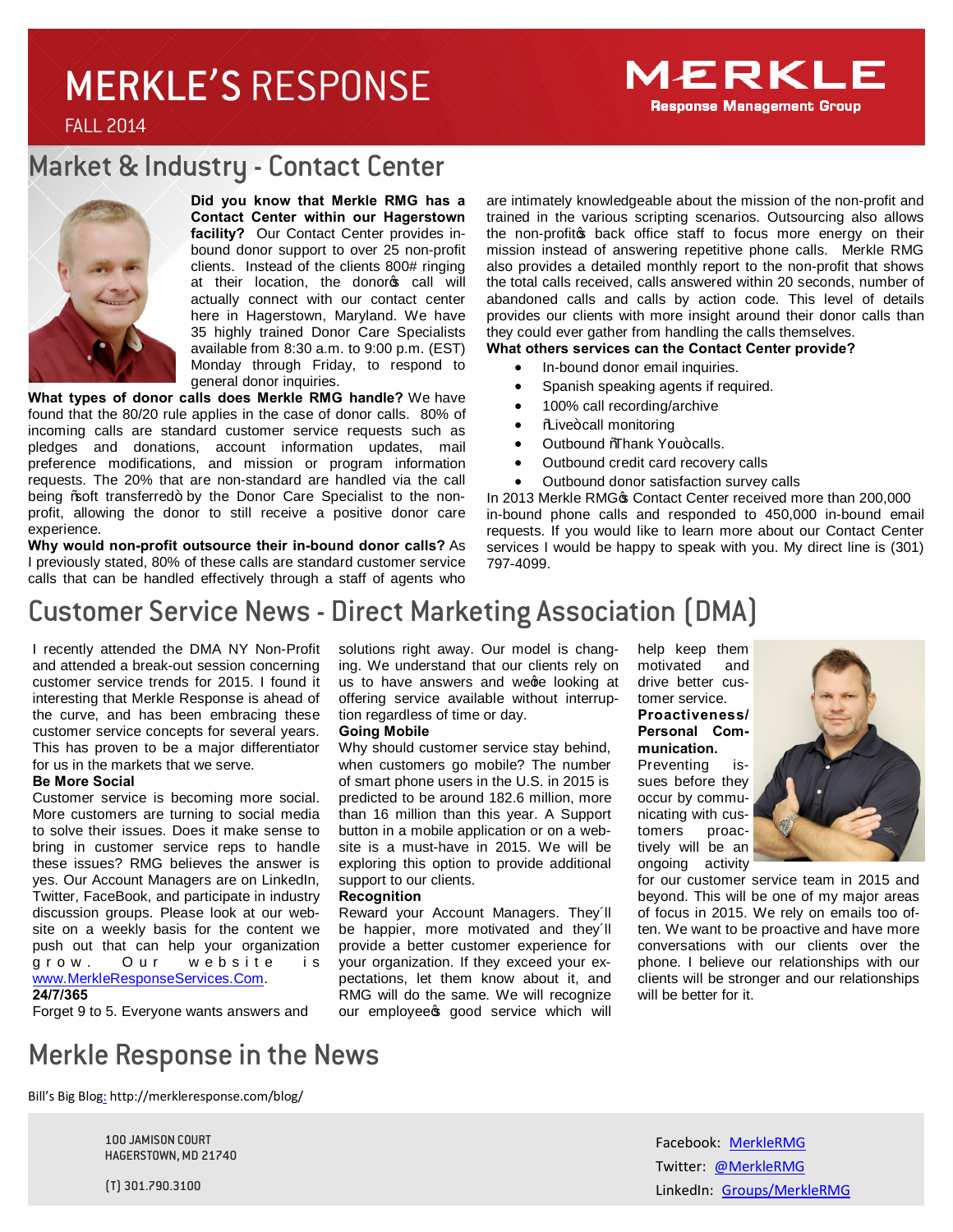# MERKLE'S RESPONSE

FALL 2014

MERKLE
Response Management Group

## Market & Industry - Contact Center

**Did you know that Merkle RMG has a Contact Center within our Hagerstown facility?** Our Contact Center provides in-bound donor support to over 25 non-profit clients. Instead of the clients 800# ringing at their location, the donor's call will actually connect with our contact center here in Hagerstown, Maryland. We have 35 highly trained Donor Care Specialists available from 8:30 a.m. to 9:00 p.m. (EST) Monday through Friday, to respond to general donor inquiries.

**What types of donor calls does Merkle RMG handle?** We have found that the 80/20 rule applies in the case of donor calls. 80% of incoming calls are standard customer service requests such as pledges and donations, account information updates, mail preference modifications, and mission or program information requests. The 20% that are non-standard are handled via the call being "soft transferred" by the Donor Care Specialist to the non-profit, allowing the donor to still receive a positive donor care experience.

**Why would non-profit outsource their in-bound donor calls?** As I previously stated, 80% of these calls are standard customer service calls that can be handled effectively through a staff of agents who are intimately knowledgeable about the mission of the non-profit and trained in the various scripting scenarios. Outsourcing also allows the non-profit's back office staff to focus more energy on their mission instead of answering repetitive phone calls. Merkle RMG also provides a detailed monthly report to the non-profit that shows the total calls received, calls answered within 20 seconds, number of abandoned calls and calls by action code. This level of details provides our clients with more insight around their donor calls than they could ever gather from handling the calls themselves.

**What others services can the Contact Center provide?**

- In-bound donor email inquiries.
- Spanish speaking agents if required.
- 100% call recording/archive
- "Live" call monitoring
- Outbound "Thank You" calls.
- Outbound credit card recovery calls
- Outbound donor satisfaction survey calls

In 2013 Merkle RMG's Contact Center received more than 200,000 in-bound phone calls and responded to 450,000 in-bound email requests. If you would like to learn more about our Contact Center services I would be happy to speak with you. My direct line is (301) 797-4099.

## Customer Service News - Direct Marketing Association (DMA)

I recently attended the DMA NY Non-Profit and attended a break-out session concerning customer service trends for 2015. I found it interesting that Merkle Response is ahead of the curve, and has been embracing these customer service concepts for several years. This has proven to be a major differentiator for us in the markets that we serve.

**Be More Social**

Customer service is becoming more social. More customers are turning to social media to solve their issues. Does it make sense to bring in customer service reps to handle these issues? RMG believes the answer is yes. Our Account Managers are on LinkedIn, Twitter, FaceBook, and participate in industry discussion groups. Please look at our website on a weekly basis for the content we push out that can help your organization grow. Our website is www.MerkleResponseServices.Com.

**24/7/365**

Forget 9 to 5. Everyone wants answers and solutions right away. Our model is changing. We understand that our clients rely on us to have answers and we're looking at offering service available without interruption regardless of time or day.

**Going Mobile**

Why should customer service stay behind, when customers go mobile? The number of smart phone users in the U.S. in 2015 is predicted to be around 182.6 million, more than 16 million than this year. A Support button in a mobile application or on a website is a must-have in 2015. We will be exploring this option to provide additional support to our clients.

**Recognition**

Reward your Account Managers. They´ll be happier, more motivated and they´ll provide a better customer experience for your organization. If they exceed your expectations, let them know about it, and RMG will do the same. We will recognize our employee's good service which will help keep them motivated and drive better customer service.

**Proactiveness/ Personal Communication.**

Preventing issues before they occur by communicating with customers proactively will be an ongoing activity for our customer service team in 2015 and beyond. This will be one of my major areas of focus in 2015. We rely on emails too often. We want to be proactive and have more conversations with our clients over the phone. I believe our relationships with our clients will be stronger and our relationships will be better for it.

## Merkle Response in the News

Bill's Big Blog: http://merkleresponse.com/blog/

100 JAMISON COURT
HAGERSTOWN, MD 21740

(T) 301.790.3100

Facebook: MerkleRMG
Twitter: @MerkleRMG
LinkedIn: Groups/MerkleRMG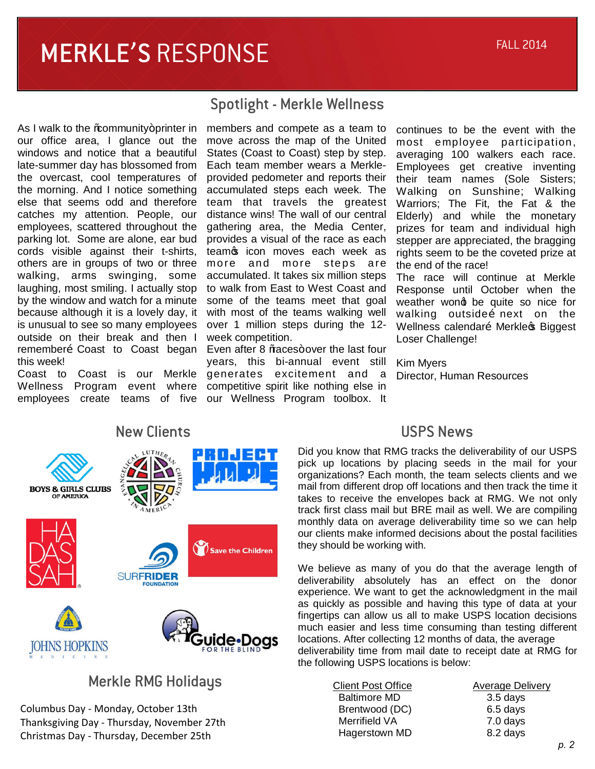# MERKLE'S RESPONSE

FALL 2014

## Spotlight - Merkle Wellness

As I walk to the "community" printer in our office area, I glance out the windows and notice that a beautiful late-summer day has blossomed from the overcast, cool temperatures of the morning. And I notice something else that seems odd and therefore catches my attention. People, our employees, scattered throughout the parking lot. Some are alone, ear bud cords visible against their t-shirts, others are in groups of two or three walking, arms swinging, some laughing, most smiling. I actually stop by the window and watch for a minute because although it is a lovely day, it is unusual to see so many employees outside on their break and then I remember… Coast to Coast began this week!

Coast to Coast is our Merkle Wellness Program event where employees create teams of five members and compete as a team to move across the map of the United States (Coast to Coast) step by step. Each team member wears a Merkle-provided pedometer and reports their accumulated steps each week. The team that travels the greatest distance wins! The wall of our central gathering area, the Media Center, provides a visual of the race as each team's icon moves each week as more and more steps are accumulated. It takes six million steps to walk from East to West Coast and some of the teams meet that goal with most of the teams walking well over 1 million steps during the 12-week competition.

Even after 8 "races" over the last four years, this bi-annual event still generates excitement and a competitive spirit like nothing else in our Wellness Program toolbox. It continues to be the event with the most employee participation, averaging 100 walkers each race. Employees get creative inventing their team names (Sole Sisters; Walking on Sunshine; Walking Warriors; The Fit, the Fat & the Elderly) and while the monetary prizes for team and individual high stepper are appreciated, the bragging rights seem to be the coveted prize at the end of the race!

The race will continue at Merkle Response until October when the weather won't be quite so nice for walking outside… next on the Wellness calendar… Merkle's Biggest Loser Challenge!

Kim Myers
Director, Human Resources

## New Clients

BOYS & GIRLS CLUBS OF AMERICA

EVANGELICAL LUTHERAN CHURCH IN AMERICA

PROJECT HOPE

HADASSAH

SURFRIDER FOUNDATION

Save the Children

JOHNS HOPKINS MEDICINE

Guide Dogs FOR THE BLIND

## Merkle RMG Holidays

Columbus Day - Monday, October 13th
Thanksgiving Day - Thursday, November 27th
Christmas Day - Thursday, December 25th

## USPS News

Did you know that RMG tracks the deliverability of our USPS pick up locations by placing seeds in the mail for your organizations? Each month, the team selects clients and we mail from different drop off locations and then track the time it takes to receive the envelopes back at RMG. We not only track first class mail but BRE mail as well. We are compiling monthly data on average deliverability time so we can help our clients make informed decisions about the postal facilities they should be working with.

We believe as many of you do that the average length of deliverability absolutely has an effect on the donor experience. We want to get the acknowledgment in the mail as quickly as possible and having this type of data at your fingertips can allow us all to make USPS location decisions much easier and less time consuming than testing different locations. After collecting 12 months of data, the average deliverability time from mail date to receipt date at RMG for the following USPS locations is below:

| Client Post Office | Average Delivery |
| --- | --- |
| Baltimore MD | 3.5 days |
| Brentwood (DC) | 6.5 days |
| Merrifield VA | 7.0 days |
| Hagerstown MD | 8.2 days |